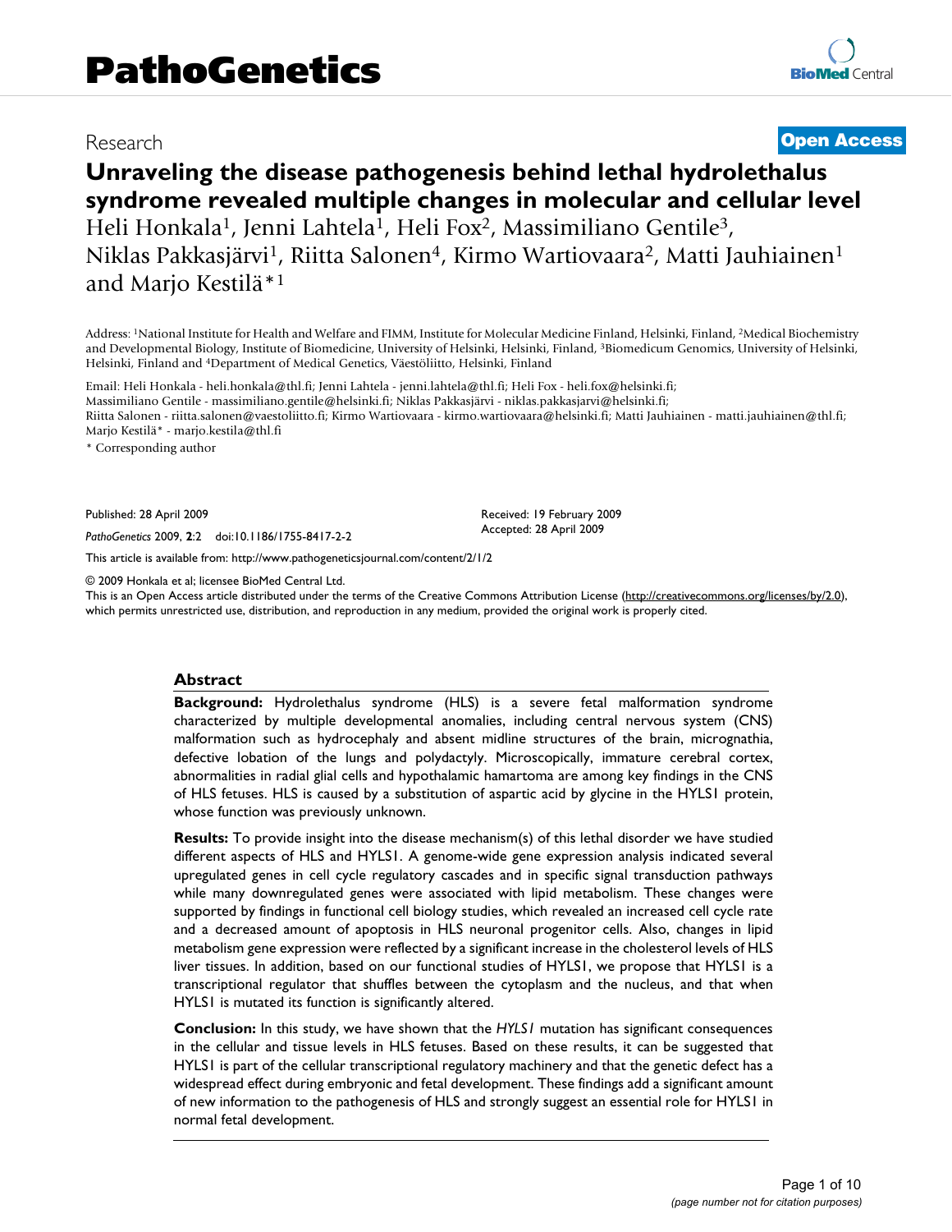# PathoGenetics

Research **Open Access**

# Unraveling the disease pathogenesis behind lethal hydrolethalus syndrome revealed multiple changes in molecular and cellular level

Heli Honkala[1], Jenni Lahtela[1], Heli Fox[2], Massimiliano Gentile[3], Niklas Pakkasjärvi[1], Riitta Salonen[4], Kirmo Wartiovaara[2], Matti Jauhiainen[1] and Marjo Kestilä*[1]

Address: [1]National Institute for Health and Welfare and FIMM, Institute for Molecular Medicine Finland, Helsinki, Finland, [2]Medical Biochemistry and Developmental Biology, Institute of Biomedicine, University of Helsinki, Helsinki, Finland, [3]Biomedicum Genomics, University of Helsinki, Helsinki, Finland and [4]Department of Medical Genetics, Väestöliitto, Helsinki, Finland

Email: Heli Honkala - heli.honkala@thl.fi; Jenni Lahtela - jenni.lahtela@thl.fi; Heli Fox - heli.fox@helsinki.fi; Massimiliano Gentile - massimiliano.gentile@helsinki.fi; Niklas Pakkasjärvi - niklas.pakkasjarvi@helsinki.fi; Riitta Salonen - riitta.salonen@vaestoliitto.fi; Kirmo Wartiovaara - kirmo.wartiovaara@helsinki.fi; Matti Jauhiainen - matti.jauhiainen@thl.fi; Marjo Kestilä* - marjo.kestila@thl.fi

\* Corresponding author

Published: 28 April 2009

*PathoGenetics* 2009, **2**:2 doi:10.1186/1755-8417-2-2

Received: 19 February 2009
Accepted: 28 April 2009

This article is available from: http://www.pathogeneticsjournal.com/content/2/1/2

© 2009 Honkala et al; licensee BioMed Central Ltd.
This is an Open Access article distributed under the terms of the Creative Commons Attribution License (http://creativecommons.org/licenses/by/2.0), which permits unrestricted use, distribution, and reproduction in any medium, provided the original work is properly cited.

## Abstract

**Background:** Hydrolethalus syndrome (HLS) is a severe fetal malformation syndrome characterized by multiple developmental anomalies, including central nervous system (CNS) malformation such as hydrocephaly and absent midline structures of the brain, micrognathia, defective lobation of the lungs and polydactyly. Microscopically, immature cerebral cortex, abnormalities in radial glial cells and hypothalamic hamartoma are among key findings in the CNS of HLS fetuses. HLS is caused by a substitution of aspartic acid by glycine in the HYLS1 protein, whose function was previously unknown.

**Results:** To provide insight into the disease mechanism(s) of this lethal disorder we have studied different aspects of HLS and HYLS1. A genome-wide gene expression analysis indicated several upregulated genes in cell cycle regulatory cascades and in specific signal transduction pathways while many downregulated genes were associated with lipid metabolism. These changes were supported by findings in functional cell biology studies, which revealed an increased cell cycle rate and a decreased amount of apoptosis in HLS neuronal progenitor cells. Also, changes in lipid metabolism gene expression were reflected by a significant increase in the cholesterol levels of HLS liver tissues. In addition, based on our functional studies of HYLS1, we propose that HYLS1 is a transcriptional regulator that shuffles between the cytoplasm and the nucleus, and that when HYLS1 is mutated its function is significantly altered.

**Conclusion:** In this study, we have shown that the *HYLS1* mutation has significant consequences in the cellular and tissue levels in HLS fetuses. Based on these results, it can be suggested that HYLS1 is part of the cellular transcriptional regulatory machinery and that the genetic defect has a widespread effect during embryonic and fetal development. These findings add a significant amount of new information to the pathogenesis of HLS and strongly suggest an essential role for HYLS1 in normal fetal development.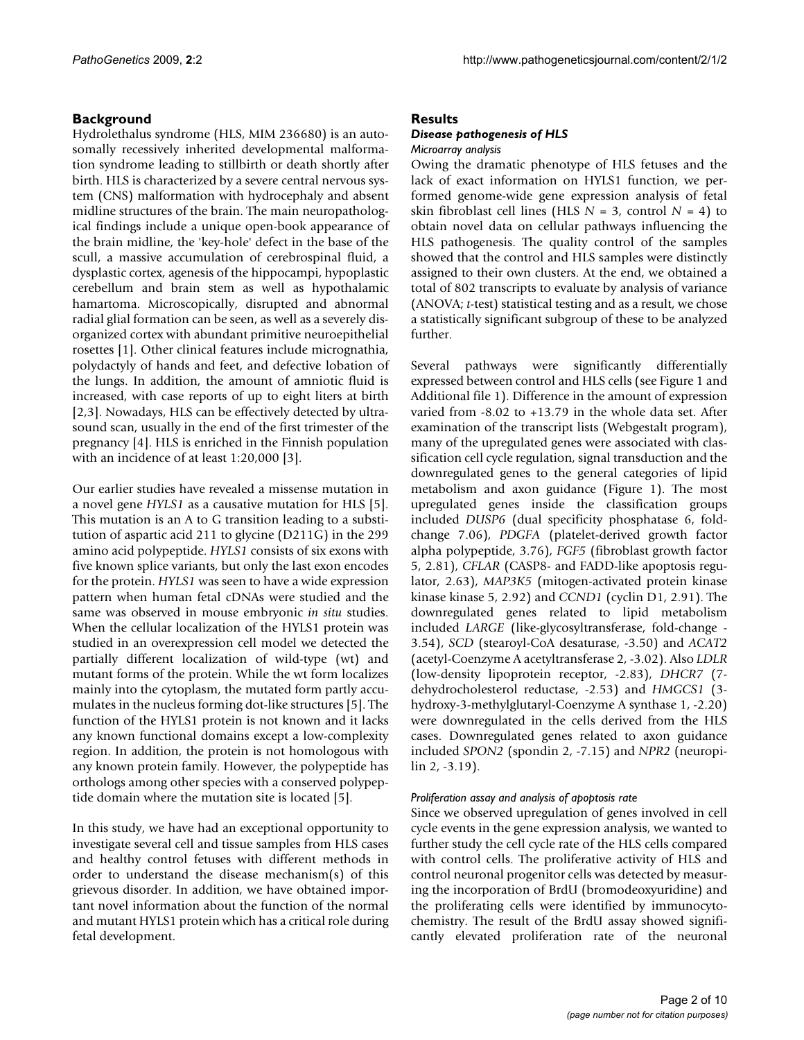## Background

Hydrolethalus syndrome (HLS, MIM 236680) is an autosomally recessively inherited developmental malformation syndrome leading to stillbirth or death shortly after birth. HLS is characterized by a severe central nervous system (CNS) malformation with hydrocephaly and absent midline structures of the brain. The main neuropathological findings include a unique open-book appearance of the brain midline, the 'key-hole' defect in the base of the scull, a massive accumulation of cerebrospinal fluid, a dysplastic cortex, agenesis of the hippocampi, hypoplastic cerebellum and brain stem as well as hypothalamic hamartoma. Microscopically, disrupted and abnormal radial glial formation can be seen, as well as a severely disorganized cortex with abundant primitive neuroepithelial rosettes [1]. Other clinical features include micrognathia, polydactyly of hands and feet, and defective lobation of the lungs. In addition, the amount of amniotic fluid is increased, with case reports of up to eight liters at birth [2,3]. Nowadays, HLS can be effectively detected by ultrasound scan, usually in the end of the first trimester of the pregnancy [4]. HLS is enriched in the Finnish population with an incidence of at least 1:20,000 [3].

Our earlier studies have revealed a missense mutation in a novel gene *HYLS1* as a causative mutation for HLS [5]. This mutation is an A to G transition leading to a substitution of aspartic acid 211 to glycine (D211G) in the 299 amino acid polypeptide. *HYLS1* consists of six exons with five known splice variants, but only the last exon encodes for the protein. *HYLS1* was seen to have a wide expression pattern when human fetal cDNAs were studied and the same was observed in mouse embryonic *in situ* studies. When the cellular localization of the HYLS1 protein was studied in an overexpression cell model we detected the partially different localization of wild-type (wt) and mutant forms of the protein. While the wt form localizes mainly into the cytoplasm, the mutated form partly accumulates in the nucleus forming dot-like structures [5]. The function of the HYLS1 protein is not known and it lacks any known functional domains except a low-complexity region. In addition, the protein is not homologous with any known protein family. However, the polypeptide has orthologs among other species with a conserved polypeptide domain where the mutation site is located [5].

In this study, we have had an exceptional opportunity to investigate several cell and tissue samples from HLS cases and healthy control fetuses with different methods in order to understand the disease mechanism(s) of this grievous disorder. In addition, we have obtained important novel information about the function of the normal and mutant HYLS1 protein which has a critical role during fetal development.

## Results

### *Disease pathogenesis of HLS*

#### *Microarray analysis*

Owing the dramatic phenotype of HLS fetuses and the lack of exact information on HYLS1 function, we performed genome-wide gene expression analysis of fetal skin fibroblast cell lines (HLS $N = 3$, control $N = 4$) to obtain novel data on cellular pathways influencing the HLS pathogenesis. The quality control of the samples showed that the control and HLS samples were distinctly assigned to their own clusters. At the end, we obtained a total of 802 transcripts to evaluate by analysis of variance (ANOVA; *t*-test) statistical testing and as a result, we chose a statistically significant subgroup of these to be analyzed further.

Several pathways were significantly differentially expressed between control and HLS cells (see Figure 1 and Additional file 1). Difference in the amount of expression varied from -8.02 to +13.79 in the whole data set. After examination of the transcript lists (Webgestalt program), many of the upregulated genes were associated with classification cell cycle regulation, signal transduction and the downregulated genes to the general categories of lipid metabolism and axon guidance (Figure 1). The most upregulated genes inside the classification groups included *DUSP6* (dual specificity phosphatase 6, fold-change 7.06), *PDGFA* (platelet-derived growth factor alpha polypeptide, 3.76), *FGF5* (fibroblast growth factor 5, 2.81), *CFLAR* (CASP8- and FADD-like apoptosis regulator, 2.63), *MAP3K5* (mitogen-activated protein kinase kinase kinase 5, 2.92) and *CCND1* (cyclin D1, 2.91). The downregulated genes related to lipid metabolism included *LARGE* (like-glycosyltransferase, fold-change -3.54), *SCD* (stearoyl-CoA desaturase, -3.50) and *ACAT2* (acetyl-Coenzyme A acetyltransferase 2, -3.02). Also *LDLR* (low-density lipoprotein receptor, -2.83), *DHCR7* (7-dehydrocholesterol reductase, -2.53) and *HMGCS1* (3-hydroxy-3-methylglutaryl-Coenzyme A synthase 1, -2.20) were downregulated in the cells derived from the HLS cases. Downregulated genes related to axon guidance included *SPON2* (spondin 2, -7.15) and *NPR2* (neuropilin 2, -3.19).

#### *Proliferation assay and analysis of apoptosis rate*

Since we observed upregulation of genes involved in cell cycle events in the gene expression analysis, we wanted to further study the cell cycle rate of the HLS cells compared with control cells. The proliferative activity of HLS and control neuronal progenitor cells was detected by measuring the incorporation of BrdU (bromodeoxyuridine) and the proliferating cells were identified by immunocytochemistry. The result of the BrdU assay showed significantly elevated proliferation rate of the neuronal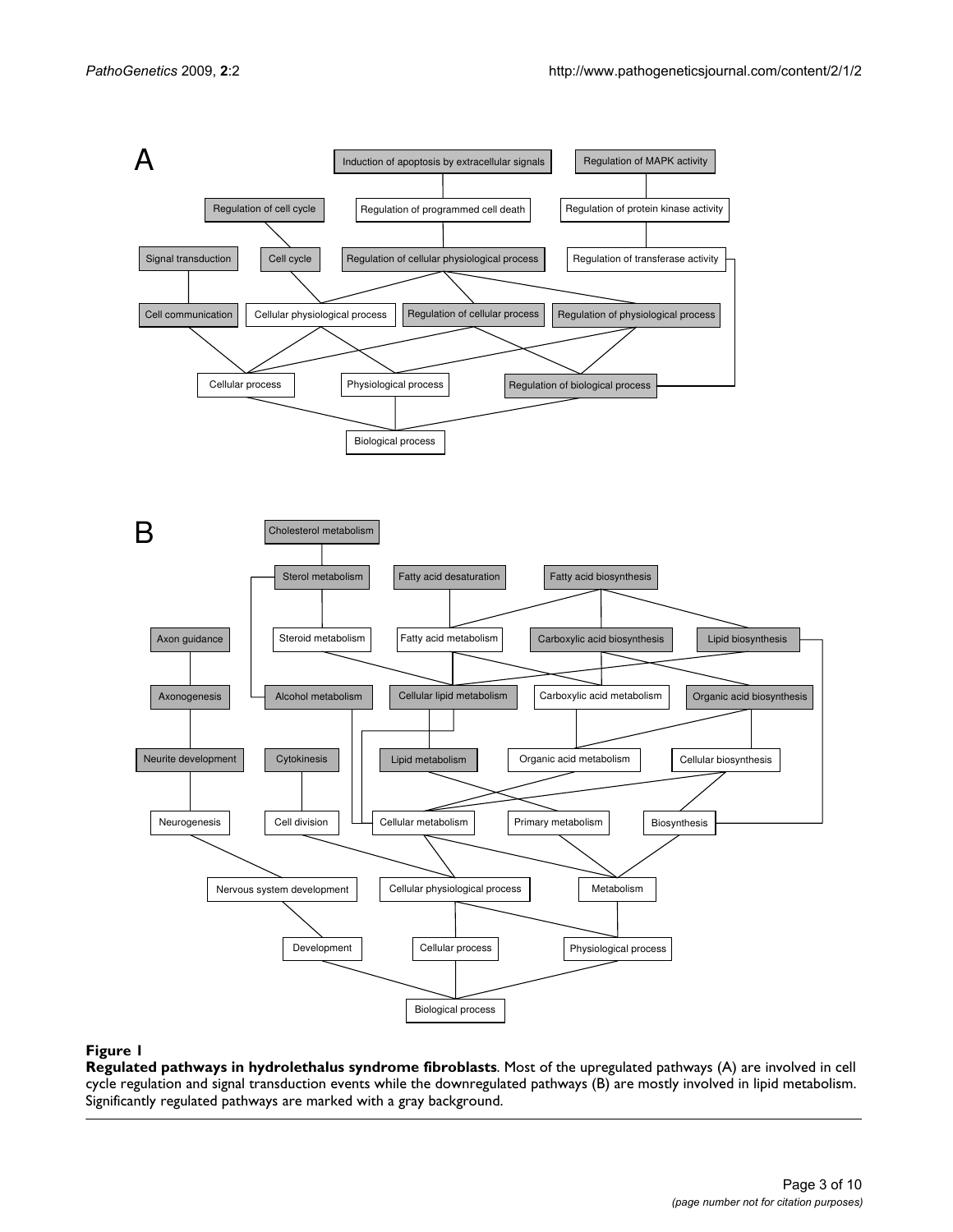**Figure 1**

**Regulated pathways in hydrolethalus syndrome fibroblasts**. Most of the upregulated pathways (A) are involved in cell cycle regulation and signal transduction events while the downregulated pathways (B) are mostly involved in lipid metabolism. Significantly regulated pathways are marked with a gray background.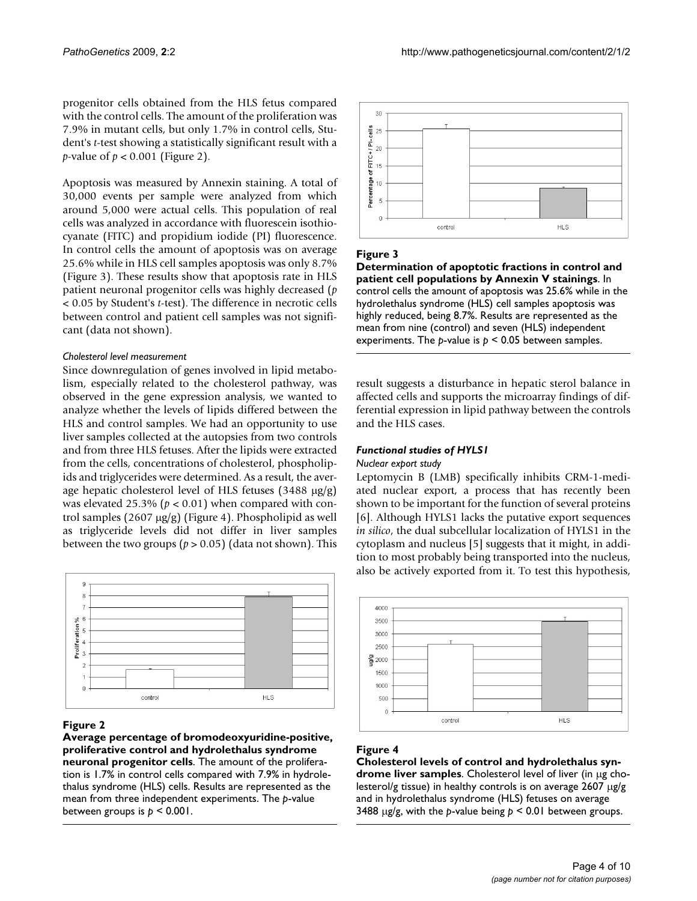progenitor cells obtained from the HLS fetus compared with the control cells. The amount of the proliferation was 7.9% in mutant cells, but only 1.7% in control cells, Student's *t*-test showing a statistically significant result with a *p*-value of $p < 0.001$ (Figure 2).

Apoptosis was measured by Annexin staining. A total of 30,000 events per sample were analyzed from which around 5,000 were actual cells. This population of real cells was analyzed in accordance with fluorescein isothiocyanate (FITC) and propidium iodide (PI) fluorescence. In control cells the amount of apoptosis was on average 25.6% while in HLS cell samples apoptosis was only 8.7% (Figure 3). These results show that apoptosis rate in HLS patient neuronal progenitor cells was highly decreased ($p < 0.05$ by Student's *t*-test). The difference in necrotic cells between control and patient cell samples was not significant (data not shown).

#### *Cholesterol level measurement*

Since downregulation of genes involved in lipid metabolism, especially related to the cholesterol pathway, was observed in the gene expression analysis, we wanted to analyze whether the levels of lipids differed between the HLS and control samples. We had an opportunity to use liver samples collected at the autopsies from two controls and from three HLS fetuses. After the lipids were extracted from the cells, concentrations of cholesterol, phospholipids and triglycerides were determined. As a result, the average hepatic cholesterol level of HLS fetuses (3488 μg/g) was elevated 25.3% ($p < 0.01$) when compared with control samples (2607 μg/g) (Figure 4). Phospholipid as well as triglyceride levels did not differ in liver samples between the two groups ($p > 0.05$) (data not shown). This result suggests a disturbance in hepatic sterol balance in affected cells and supports the microarray findings of differential expression in lipid pathway between the controls and the HLS cases.

**Figure 2**

**Average percentage of bromodeoxyuridine-positive, proliferative control and hydrolethalus syndrome neuronal progenitor cells**. The amount of the proliferation is 1.7% in control cells compared with 7.9% in hydrolethalus syndrome (HLS) cells. Results are represented as the mean from three independent experiments. The *p*-value between groups is $p < 0.001$.

**Figure 3**

**Determination of apoptotic fractions in control and patient cell populations by Annexin V stainings**. In control cells the amount of apoptosis was 25.6% while in the hydrolethalus syndrome (HLS) cell samples apoptosis was highly reduced, being 8.7%. Results are represented as the mean from nine (control) and seven (HLS) independent experiments. The *p*-value is $p < 0.05$ between samples.

### *Functional studies of HYLS1*

#### *Nuclear export study*

Leptomycin B (LMB) specifically inhibits CRM-1-mediated nuclear export, a process that has recently been shown to be important for the function of several proteins [6]. Although HYLS1 lacks the putative export sequences *in silico*, the dual subcellular localization of HYLS1 in the cytoplasm and nucleus [5] suggests that it might, in addition to most probably being transported into the nucleus, also be actively exported from it. To test this hypothesis,

**Figure 4**

**Cholesterol levels of control and hydrolethalus syndrome liver samples**. Cholesterol level of liver (in μg cholesterol/g tissue) in healthy controls is on average 2607 μg/g and in hydrolethalus syndrome (HLS) fetuses on average 3488 μg/g, with the *p*-value being $p < 0.01$ between groups.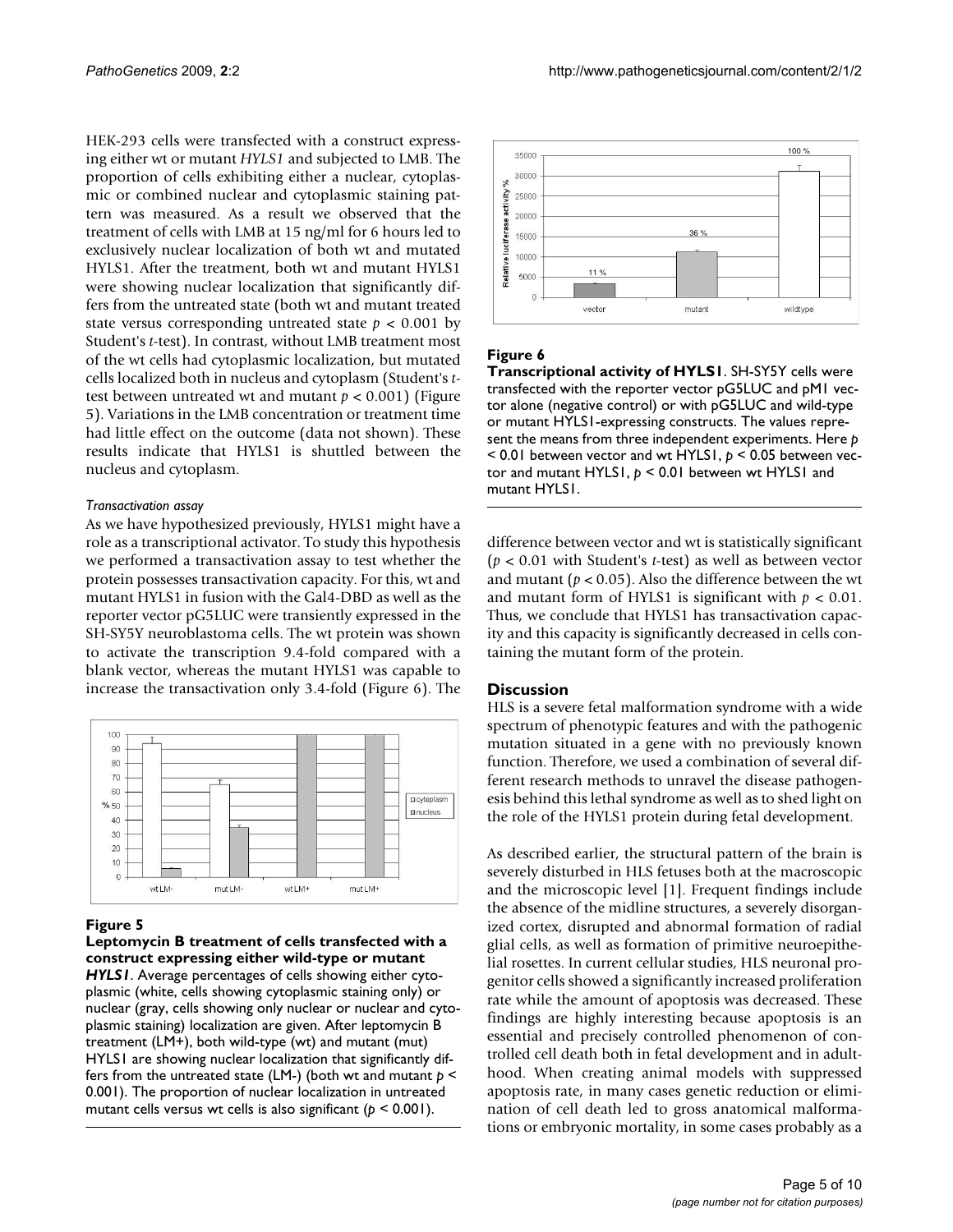HEK-293 cells were transfected with a construct expressing either wt or mutant *HYLS1* and subjected to LMB. The proportion of cells exhibiting either a nuclear, cytoplasmic or combined nuclear and cytoplasmic staining pattern was measured. As a result we observed that the treatment of cells with LMB at 15 ng/ml for 6 hours led to exclusively nuclear localization of both wt and mutated HYLS1. After the treatment, both wt and mutant HYLS1 were showing nuclear localization that significantly differs from the untreated state (both wt and mutant treated state versus corresponding untreated state $p < 0.001$ by Student's *t*-test). In contrast, without LMB treatment most of the wt cells had cytoplasmic localization, but mutated cells localized both in nucleus and cytoplasm (Student's *t*-test between untreated wt and mutant $p < 0.001$) (Figure 5). Variations in the LMB concentration or treatment time had little effect on the outcome (data not shown). These results indicate that HYLS1 is shuttled between the nucleus and cytoplasm.

*Transactivation assay*

As we have hypothesized previously, HYLS1 might have a role as a transcriptional activator. To study this hypothesis we performed a transactivation assay to test whether the protein possesses transactivation capacity. For this, wt and mutant HYLS1 in fusion with the Gal4-DBD as well as the reporter vector pG5LUC were transiently expressed in the SH-SY5Y neuroblastoma cells. The wt protein was shown to activate the transcription 9.4-fold compared with a blank vector, whereas the mutant HYLS1 was capable to increase the transactivation only 3.4-fold (Figure 6). The difference between vector and wt is statistically significant ($p < 0.01$ with Student's *t*-test) as well as between vector and mutant ($p < 0.05$). Also the difference between the wt and mutant form of HYLS1 is significant with $p < 0.01$. Thus, we conclude that HYLS1 has transactivation capacity and this capacity is significantly decreased in cells containing the mutant form of the protein.

**Figure 5**

**Leptomycin B treatment of cells transfected with a construct expressing either wild-type or mutant *HYLS1***. Average percentages of cells showing either cytoplasmic (white, cells showing cytoplasmic staining only) or nuclear (gray, cells showing only nuclear or nuclear and cytoplasmic staining) localization are given. After leptomycin B treatment (LM+), both wild-type (wt) and mutant (mut) HYLS1 are showing nuclear localization that significantly differs from the untreated state (LM-) (both wt and mutant $p < 0.001$). The proportion of nuclear localization in untreated mutant cells versus wt cells is also significant ($p < 0.001$).

**Figure 6**

**Transcriptional activity of HYLS1**. SH-SY5Y cells were transfected with the reporter vector pG5LUC and pM1 vector alone (negative control) or with pG5LUC and wild-type or mutant HYLS1-expressing constructs. The values represent the means from three independent experiments. Here $p < 0.01$ between vector and wt HYLS1, $p < 0.05$ between vector and mutant HYLS1, $p < 0.01$ between wt HYLS1 and mutant HYLS1.

## Discussion

HLS is a severe fetal malformation syndrome with a wide spectrum of phenotypic features and with the pathogenic mutation situated in a gene with no previously known function. Therefore, we used a combination of several different research methods to unravel the disease pathogenesis behind this lethal syndrome as well as to shed light on the role of the HYLS1 protein during fetal development.

As described earlier, the structural pattern of the brain is severely disturbed in HLS fetuses both at the macroscopic and the microscopic level [1]. Frequent findings include the absence of the midline structures, a severely disorganized cortex, disrupted and abnormal formation of radial glial cells, as well as formation of primitive neuroepithelial rosettes. In current cellular studies, HLS neuronal progenitor cells showed a significantly increased proliferation rate while the amount of apoptosis was decreased. These findings are highly interesting because apoptosis is an essential and precisely controlled phenomenon of controlled cell death both in fetal development and in adulthood. When creating animal models with suppressed apoptosis rate, in many cases genetic reduction or elimination of cell death led to gross anatomical malformations or embryonic mortality, in some cases probably as a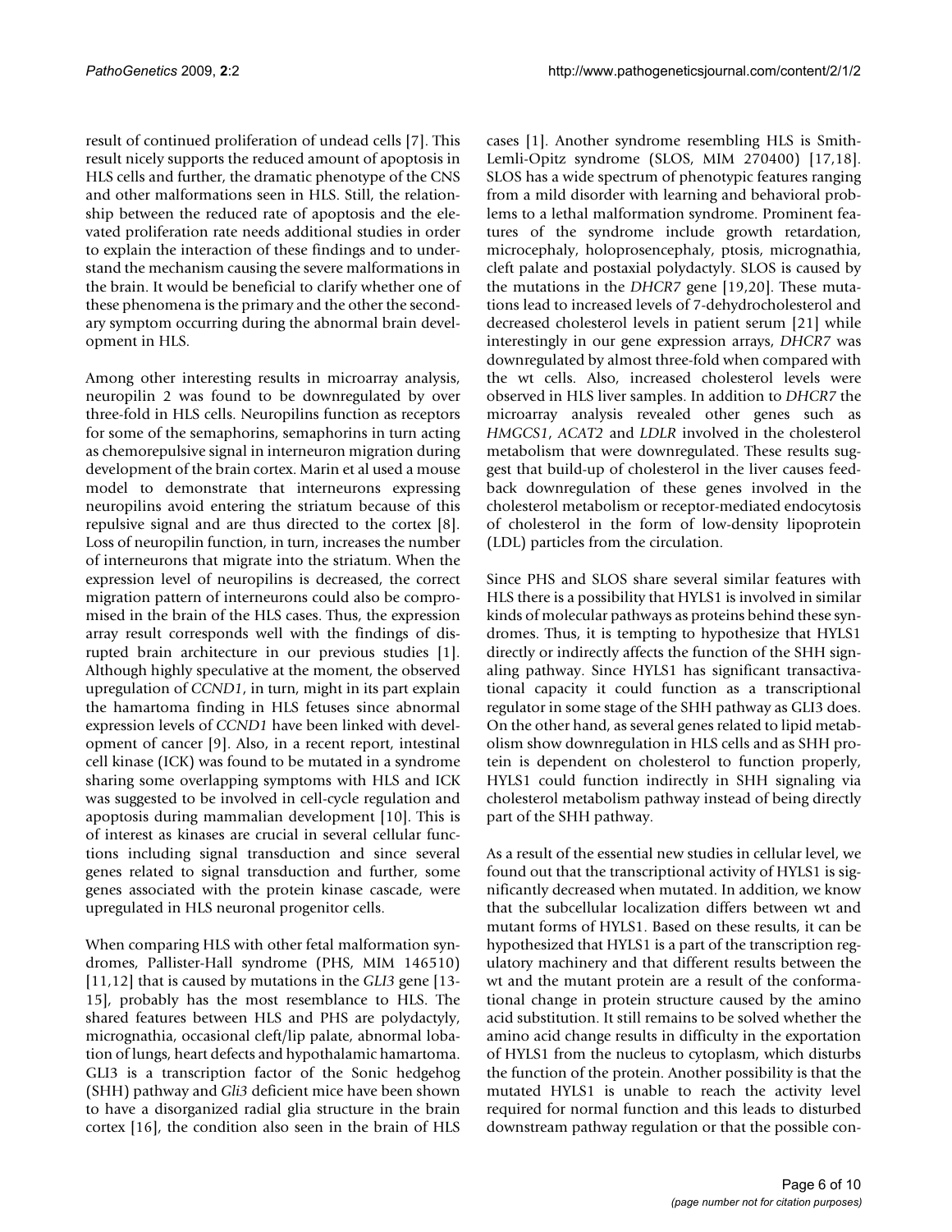result of continued proliferation of undead cells [7]. This result nicely supports the reduced amount of apoptosis in HLS cells and further, the dramatic phenotype of the CNS and other malformations seen in HLS. Still, the relationship between the reduced rate of apoptosis and the elevated proliferation rate needs additional studies in order to explain the interaction of these findings and to understand the mechanism causing the severe malformations in the brain. It would be beneficial to clarify whether one of these phenomena is the primary and the other the secondary symptom occurring during the abnormal brain development in HLS.

Among other interesting results in microarray analysis, neuropilin 2 was found to be downregulated by over three-fold in HLS cells. Neuropilins function as receptors for some of the semaphorins, semaphorins in turn acting as chemorepulsive signal in interneuron migration during development of the brain cortex. Marin et al used a mouse model to demonstrate that interneurons expressing neuropilins avoid entering the striatum because of this repulsive signal and are thus directed to the cortex [8]. Loss of neuropilin function, in turn, increases the number of interneurons that migrate into the striatum. When the expression level of neuropilins is decreased, the correct migration pattern of interneurons could also be compromised in the brain of the HLS cases. Thus, the expression array result corresponds well with the findings of disrupted brain architecture in our previous studies [1]. Although highly speculative at the moment, the observed upregulation of *CCND1*, in turn, might in its part explain the hamartoma finding in HLS fetuses since abnormal expression levels of *CCND1* have been linked with development of cancer [9]. Also, in a recent report, intestinal cell kinase (ICK) was found to be mutated in a syndrome sharing some overlapping symptoms with HLS and ICK was suggested to be involved in cell-cycle regulation and apoptosis during mammalian development [10]. This is of interest as kinases are crucial in several cellular functions including signal transduction and since several genes related to signal transduction and further, some genes associated with the protein kinase cascade, were upregulated in HLS neuronal progenitor cells.

When comparing HLS with other fetal malformation syndromes, Pallister-Hall syndrome (PHS, MIM 146510) [11,12] that is caused by mutations in the *GLI3* gene [13-15], probably has the most resemblance to HLS. The shared features between HLS and PHS are polydactyly, micrognathia, occasional cleft/lip palate, abnormal lobation of lungs, heart defects and hypothalamic hamartoma. GLI3 is a transcription factor of the Sonic hedgehog (SHH) pathway and *Gli3* deficient mice have been shown to have a disorganized radial glia structure in the brain cortex [16], the condition also seen in the brain of HLS cases [1]. Another syndrome resembling HLS is Smith-Lemli-Opitz syndrome (SLOS, MIM 270400) [17,18]. SLOS has a wide spectrum of phenotypic features ranging from a mild disorder with learning and behavioral problems to a lethal malformation syndrome. Prominent features of the syndrome include growth retardation, microcephaly, holoprosencephaly, ptosis, micrognathia, cleft palate and postaxial polydactyly. SLOS is caused by the mutations in the *DHCR7* gene [19,20]. These mutations lead to increased levels of 7-dehydrocholesterol and decreased cholesterol levels in patient serum [21] while interestingly in our gene expression arrays, *DHCR7* was downregulated by almost three-fold when compared with the wt cells. Also, increased cholesterol levels were observed in HLS liver samples. In addition to *DHCR7* the microarray analysis revealed other genes such as *HMGCS1*, *ACAT2* and *LDLR* involved in the cholesterol metabolism that were downregulated. These results suggest that build-up of cholesterol in the liver causes feedback downregulation of these genes involved in the cholesterol metabolism or receptor-mediated endocytosis of cholesterol in the form of low-density lipoprotein (LDL) particles from the circulation.

Since PHS and SLOS share several similar features with HLS there is a possibility that HYLS1 is involved in similar kinds of molecular pathways as proteins behind these syndromes. Thus, it is tempting to hypothesize that HYLS1 directly or indirectly affects the function of the SHH signaling pathway. Since HYLS1 has significant transactivational capacity it could function as a transcriptional regulator in some stage of the SHH pathway as GLI3 does. On the other hand, as several genes related to lipid metabolism show downregulation in HLS cells and as SHH protein is dependent on cholesterol to function properly, HYLS1 could function indirectly in SHH signaling via cholesterol metabolism pathway instead of being directly part of the SHH pathway.

As a result of the essential new studies in cellular level, we found out that the transcriptional activity of HYLS1 is significantly decreased when mutated. In addition, we know that the subcellular localization differs between wt and mutant forms of HYLS1. Based on these results, it can be hypothesized that HYLS1 is a part of the transcription regulatory machinery and that different results between the wt and the mutant protein are a result of the conformational change in protein structure caused by the amino acid substitution. It still remains to be solved whether the amino acid change results in difficulty in the exportation of HYLS1 from the nucleus to cytoplasm, which disturbs the function of the protein. Another possibility is that the mutated HYLS1 is unable to reach the activity level required for normal function and this leads to disturbed downstream pathway regulation or that the possible con-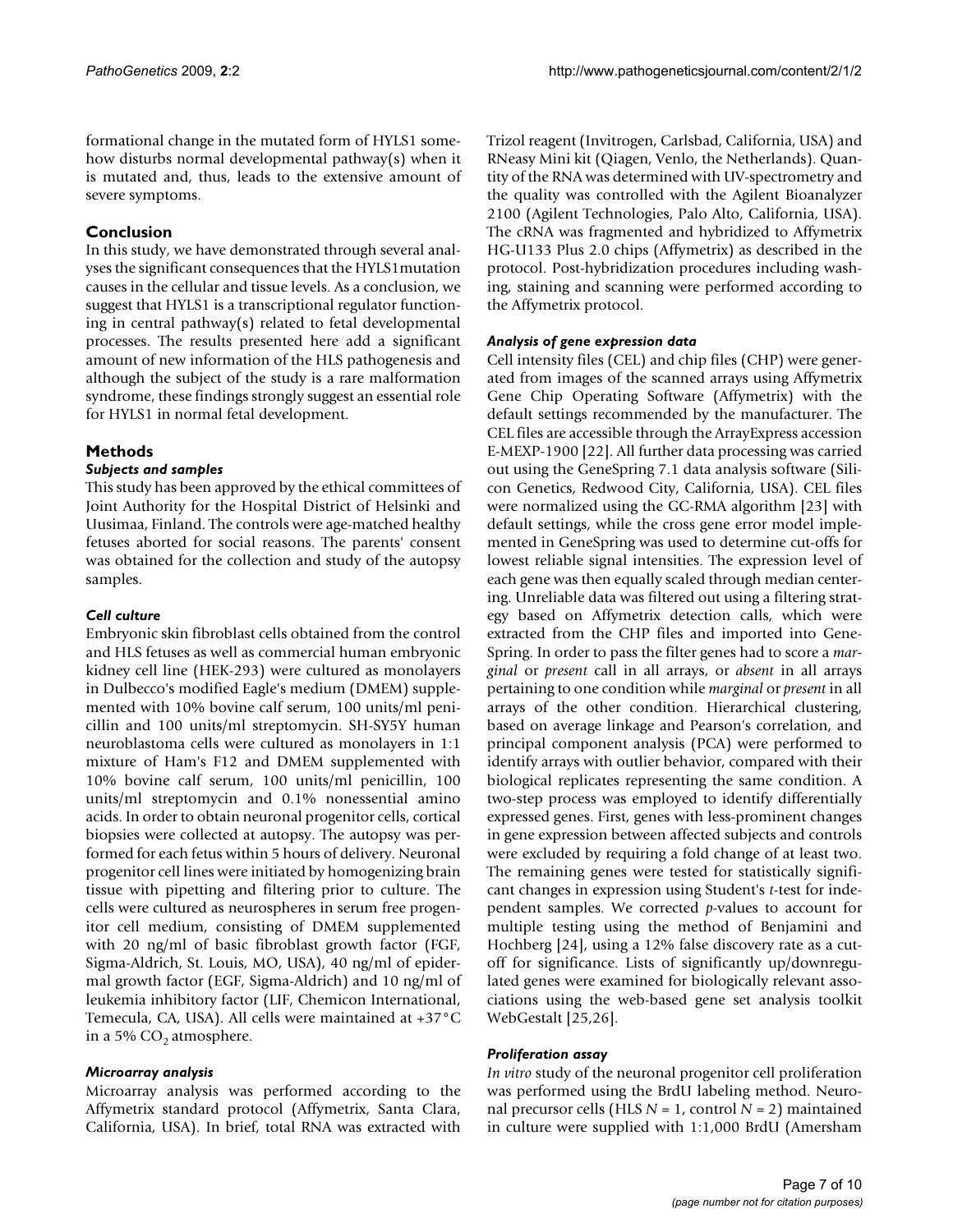formational change in the mutated form of HYLS1 somehow disturbs normal developmental pathway(s) when it is mutated and, thus, leads to the extensive amount of severe symptoms.

## Conclusion

In this study, we have demonstrated through several analyses the significant consequences that the HYLS1mutation causes in the cellular and tissue levels. As a conclusion, we suggest that HYLS1 is a transcriptional regulator functioning in central pathway(s) related to fetal developmental processes. The results presented here add a significant amount of new information of the HLS pathogenesis and although the subject of the study is a rare malformation syndrome, these findings strongly suggest an essential role for HYLS1 in normal fetal development.

## Methods

### *Subjects and samples*

This study has been approved by the ethical committees of Joint Authority for the Hospital District of Helsinki and Uusimaa, Finland. The controls were age-matched healthy fetuses aborted for social reasons. The parents' consent was obtained for the collection and study of the autopsy samples.

### *Cell culture*

Embryonic skin fibroblast cells obtained from the control and HLS fetuses as well as commercial human embryonic kidney cell line (HEK-293) were cultured as monolayers in Dulbecco's modified Eagle's medium (DMEM) supplemented with 10% bovine calf serum, 100 units/ml penicillin and 100 units/ml streptomycin. SH-SY5Y human neuroblastoma cells were cultured as monolayers in 1:1 mixture of Ham's F12 and DMEM supplemented with 10% bovine calf serum, 100 units/ml penicillin, 100 units/ml streptomycin and 0.1% nonessential amino acids. In order to obtain neuronal progenitor cells, cortical biopsies were collected at autopsy. The autopsy was performed for each fetus within 5 hours of delivery. Neuronal progenitor cell lines were initiated by homogenizing brain tissue with pipetting and filtering prior to culture. The cells were cultured as neurospheres in serum free progenitor cell medium, consisting of DMEM supplemented with 20 ng/ml of basic fibroblast growth factor (FGF, Sigma-Aldrich, St. Louis, MO, USA), 40 ng/ml of epidermal growth factor (EGF, Sigma-Aldrich) and 10 ng/ml of leukemia inhibitory factor (LIF, Chemicon International, Temecula, CA, USA). All cells were maintained at +37°C in a 5% $CO_2$ atmosphere.

### *Microarray analysis*

Microarray analysis was performed according to the Affymetrix standard protocol (Affymetrix, Santa Clara, California, USA). In brief, total RNA was extracted with Trizol reagent (Invitrogen, Carlsbad, California, USA) and RNeasy Mini kit (Qiagen, Venlo, the Netherlands). Quantity of the RNA was determined with UV-spectrometry and the quality was controlled with the Agilent Bioanalyzer 2100 (Agilent Technologies, Palo Alto, California, USA). The cRNA was fragmented and hybridized to Affymetrix HG-U133 Plus 2.0 chips (Affymetrix) as described in the protocol. Post-hybridization procedures including washing, staining and scanning were performed according to the Affymetrix protocol.

### *Analysis of gene expression data*

Cell intensity files (CEL) and chip files (CHP) were generated from images of the scanned arrays using Affymetrix Gene Chip Operating Software (Affymetrix) with the default settings recommended by the manufacturer. The CEL files are accessible through the ArrayExpress accession E-MEXP-1900 [22]. All further data processing was carried out using the GeneSpring 7.1 data analysis software (Silicon Genetics, Redwood City, California, USA). CEL files were normalized using the GC-RMA algorithm [23] with default settings, while the cross gene error model implemented in GeneSpring was used to determine cut-offs for lowest reliable signal intensities. The expression level of each gene was then equally scaled through median centering. Unreliable data was filtered out using a filtering strategy based on Affymetrix detection calls, which were extracted from the CHP files and imported into GeneSpring. In order to pass the filter genes had to score a *marginal* or *present* call in all arrays, or *absent* in all arrays pertaining to one condition while *marginal* or *present* in all arrays of the other condition. Hierarchical clustering, based on average linkage and Pearson's correlation, and principal component analysis (PCA) were performed to identify arrays with outlier behavior, compared with their biological replicates representing the same condition. A two-step process was employed to identify differentially expressed genes. First, genes with less-prominent changes in gene expression between affected subjects and controls were excluded by requiring a fold change of at least two. The remaining genes were tested for statistically significant changes in expression using Student's *t*-test for independent samples. We corrected *p*-values to account for multiple testing using the method of Benjamini and Hochberg [24], using a 12% false discovery rate as a cutoff for significance. Lists of significantly up/downregulated genes were examined for biologically relevant associations using the web-based gene set analysis toolkit WebGestalt [25,26].

### *Proliferation assay*

*In vitro* study of the neuronal progenitor cell proliferation was performed using the BrdU labeling method. Neuronal precursor cells (HLS $N = 1$, control $N = 2$) maintained in culture were supplied with 1:1,000 BrdU (Amersham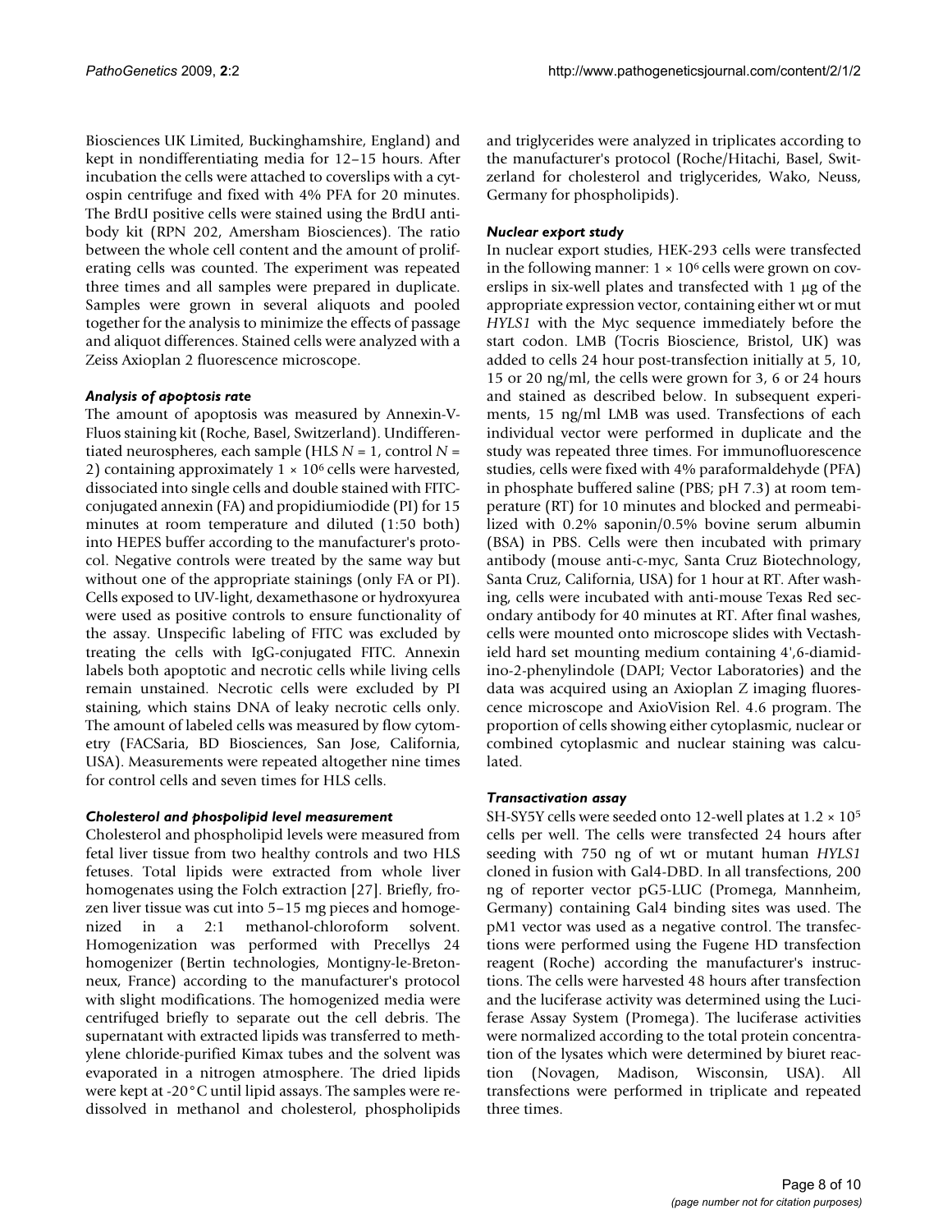Biosciences UK Limited, Buckinghamshire, England) and kept in nondifferentiating media for 12–15 hours. After incubation the cells were attached to coverslips with a cytospin centrifuge and fixed with 4% PFA for 20 minutes. The BrdU positive cells were stained using the BrdU antibody kit (RPN 202, Amersham Biosciences). The ratio between the whole cell content and the amount of proliferating cells was counted. The experiment was repeated three times and all samples were prepared in duplicate. Samples were grown in several aliquots and pooled together for the analysis to minimize the effects of passage and aliquot differences. Stained cells were analyzed with a Zeiss Axioplan 2 fluorescence microscope.

### *Analysis of apoptosis rate*

The amount of apoptosis was measured by Annexin-V-Fluos staining kit (Roche, Basel, Switzerland). Undifferentiated neurospheres, each sample (HLS $N = 1$, control $N = 2$) containing approximately $1 \times 10^6$ cells were harvested, dissociated into single cells and double stained with FITC-conjugated annexin (FA) and propidiumiodide (PI) for 15 minutes at room temperature and diluted (1:50 both) into HEPES buffer according to the manufacturer's protocol. Negative controls were treated by the same way but without one of the appropriate stainings (only FA or PI). Cells exposed to UV-light, dexamethasone or hydroxyurea were used as positive controls to ensure functionality of the assay. Unspecific labeling of FITC was excluded by treating the cells with IgG-conjugated FITC. Annexin labels both apoptotic and necrotic cells while living cells remain unstained. Necrotic cells were excluded by PI staining, which stains DNA of leaky necrotic cells only. The amount of labeled cells was measured by flow cytometry (FACSaria, BD Biosciences, San Jose, California, USA). Measurements were repeated altogether nine times for control cells and seven times for HLS cells.

### *Cholesterol and phospholipid level measurement*

Cholesterol and phospholipid levels were measured from fetal liver tissue from two healthy controls and two HLS fetuses. Total lipids were extracted from whole liver homogenates using the Folch extraction [27]. Briefly, frozen liver tissue was cut into 5–15 mg pieces and homogenized in a 2:1 methanol-chloroform solvent. Homogenization was performed with Precellys 24 homogenizer (Bertin technologies, Montigny-le-Bretonneux, France) according to the manufacturer's protocol with slight modifications. The homogenized media were centrifuged briefly to separate out the cell debris. The supernatant with extracted lipids was transferred to methylene chloride-purified Kimax tubes and the solvent was evaporated in a nitrogen atmosphere. The dried lipids were kept at -20°C until lipid assays. The samples were redissolved in methanol and cholesterol, phospholipids and triglycerides were analyzed in triplicates according to the manufacturer's protocol (Roche/Hitachi, Basel, Switzerland for cholesterol and triglycerides, Wako, Neuss, Germany for phospholipids).

### *Nuclear export study*

In nuclear export studies, HEK-293 cells were transfected in the following manner: $1 \times 10^6$ cells were grown on coverslips in six-well plates and transfected with 1 μg of the appropriate expression vector, containing either wt or mut *HYLS1* with the Myc sequence immediately before the start codon. LMB (Tocris Bioscience, Bristol, UK) was added to cells 24 hour post-transfection initially at 5, 10, 15 or 20 ng/ml, the cells were grown for 3, 6 or 24 hours and stained as described below. In subsequent experiments, 15 ng/ml LMB was used. Transfections of each individual vector were performed in duplicate and the study was repeated three times. For immunofluorescence studies, cells were fixed with 4% paraformaldehyde (PFA) in phosphate buffered saline (PBS; pH 7.3) at room temperature (RT) for 10 minutes and blocked and permeabilized with 0.2% saponin/0.5% bovine serum albumin (BSA) in PBS. Cells were then incubated with primary antibody (mouse anti-c-myc, Santa Cruz Biotechnology, Santa Cruz, California, USA) for 1 hour at RT. After washing, cells were incubated with anti-mouse Texas Red secondary antibody for 40 minutes at RT. After final washes, cells were mounted onto microscope slides with Vectashield hard set mounting medium containing 4',6-diamidino-2-phenylindole (DAPI; Vector Laboratories) and the data was acquired using an Axioplan Z imaging fluorescence microscope and AxioVision Rel. 4.6 program. The proportion of cells showing either cytoplasmic, nuclear or combined cytoplasmic and nuclear staining was calculated.

### *Transactivation assay*

SH-SY5Y cells were seeded onto 12-well plates at $1.2 \times 10^5$ cells per well. The cells were transfected 24 hours after seeding with 750 ng of wt or mutant human *HYLS1* cloned in fusion with Gal4-DBD. In all transfections, 200 ng of reporter vector pG5-LUC (Promega, Mannheim, Germany) containing Gal4 binding sites was used. The pM1 vector was used as a negative control. The transfections were performed using the Fugene HD transfection reagent (Roche) according the manufacturer's instructions. The cells were harvested 48 hours after transfection and the luciferase activity was determined using the Luciferase Assay System (Promega). The luciferase activities were normalized according to the total protein concentration of the lysates which were determined by biuret reaction (Novagen, Madison, Wisconsin, USA). All transfections were performed in triplicate and repeated three times.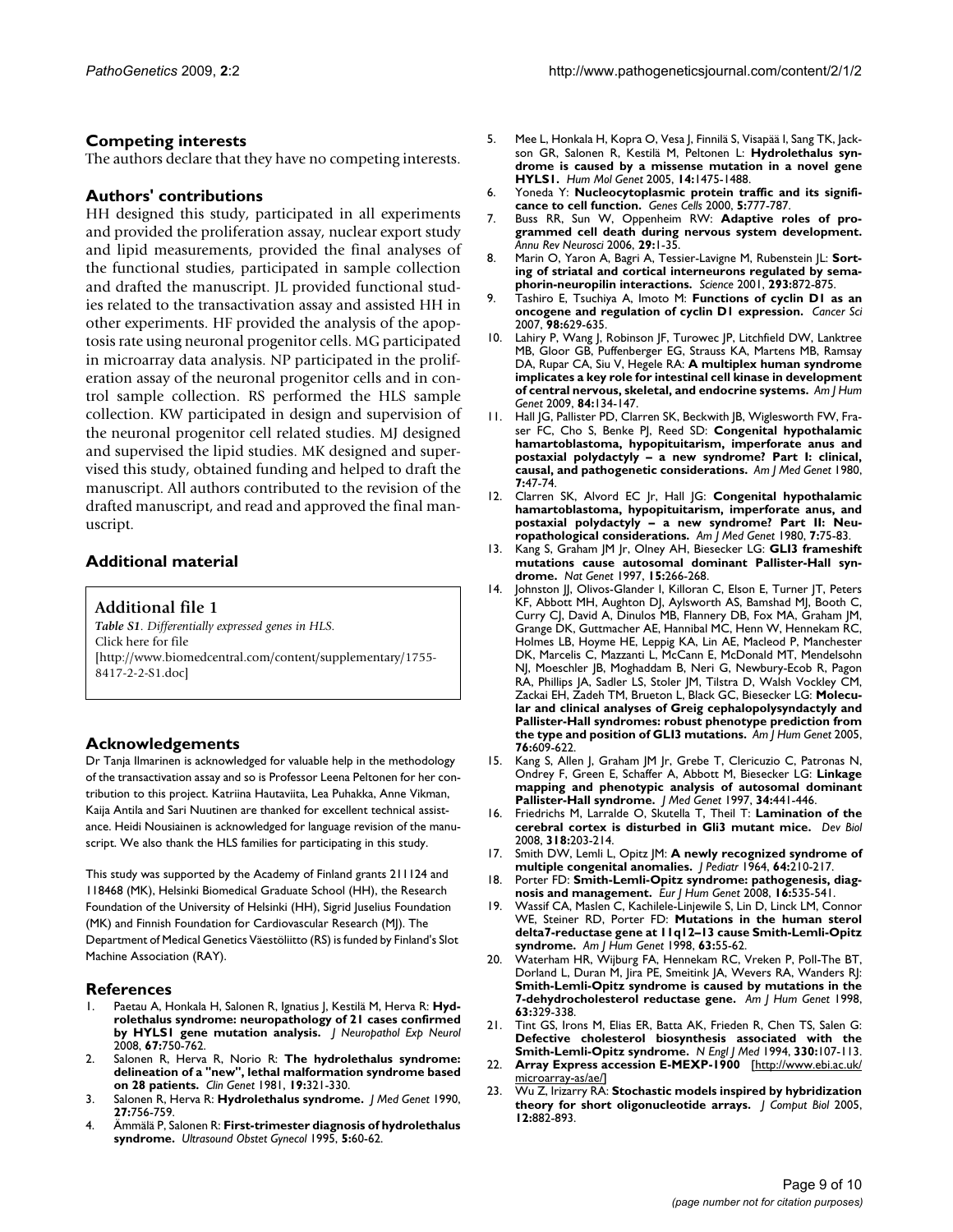## Competing interests

The authors declare that they have no competing interests.

## Authors' contributions

HH designed this study, participated in all experiments and provided the proliferation assay, nuclear export study and lipid measurements, provided the final analyses of the functional studies, participated in sample collection and drafted the manuscript. JL provided functional studies related to the transactivation assay and assisted HH in other experiments. HF provided the analysis of the apoptosis rate using neuronal progenitor cells. MG participated in microarray data analysis. NP participated in the proliferation assay of the neuronal progenitor cells and in control sample collection. RS performed the HLS sample collection. KW participated in design and supervision of the neuronal progenitor cell related studies. MJ designed and supervised the lipid studies. MK designed and supervised this study, obtained funding and helped to draft the manuscript. All authors contributed to the revision of the drafted manuscript, and read and approved the final manuscript.

## Additional material

### Additional file 1

*Table S1. Differentially expressed genes in HLS.*
Click here for file
[http://www.biomedcentral.com/content/supplementary/1755-8417-2-2-S1.doc]

## Acknowledgements

Dr Tanja Ilmarinen is acknowledged for valuable help in the methodology of the transactivation assay and so is Professor Leena Peltonen for her contribution to this project. Katriina Hautaviita, Lea Puhakka, Anne Vikman, Kaija Antila and Sari Nuutinen are thanked for excellent technical assistance. Heidi Nousiainen is acknowledged for language revision of the manuscript. We also thank the HLS families for participating in this study.

This study was supported by the Academy of Finland grants 211124 and 118468 (MK), Helsinki Biomedical Graduate School (HH), the Research Foundation of the University of Helsinki (HH), Sigrid Juselius Foundation (MK) and Finnish Foundation for Cardiovascular Research (MJ). The Department of Medical Genetics Väestöliitto (RS) is funded by Finland's Slot Machine Association (RAY).

## References

1. Paetau A, Honkala H, Salonen R, Ignatius J, Kestilä M, Herva R: **Hydrolethalus syndrome: neuropathology of 21 cases confirmed by HYLS1 gene mutation analysis.** *J Neuropathol Exp Neurol* 2008, **67:**750-762.
2. Salonen R, Herva R, Norio R: **The hydrolethalus syndrome: delineation of a "new", lethal malformation syndrome based on 28 patients.** *Clin Genet* 1981, **19:**321-330.
3. Salonen R, Herva R: **Hydrolethalus syndrome.** *J Med Genet* 1990, **27:**756-759.
4. Ämmälä P, Salonen R: **First-trimester diagnosis of hydrolethalus syndrome.** *Ultrasound Obstet Gynecol* 1995, **5:**60-62.
5. Mee L, Honkala H, Kopra O, Vesa J, Finnilä S, Visapää I, Sang TK, Jackson GR, Salonen R, Kestilä M, Peltonen L: **Hydrolethalus syndrome is caused by a missense mutation in a novel gene HYLS1.** *Hum Mol Genet* 2005, **14:**1475-1488.
6. Yoneda Y: **Nucleocytoplasmic protein traffic and its significance to cell function.** *Genes Cells* 2000, **5:**777-787.
7. Buss RR, Sun W, Oppenheim RW: **Adaptive roles of programmed cell death during nervous system development.** *Annu Rev Neurosci* 2006, **29:**1-35.
8. Marin O, Yaron A, Bagri A, Tessier-Lavigne M, Rubenstein JL: **Sorting of striatal and cortical interneurons regulated by semaphorin-neuropilin interactions.** *Science* 2001, **293:**872-875.
9. Tashiro E, Tsuchiya A, Imoto M: **Functions of cyclin D1 as an oncogene and regulation of cyclin D1 expression.** *Cancer Sci* 2007, **98:**629-635.
10. Lahiry P, Wang J, Robinson JF, Turowec JP, Litchfield DW, Lanktree MB, Gloor GB, Puffenberger EG, Strauss KA, Martens MB, Ramsay DA, Rupar CA, Siu V, Hegele RA: **A multiplex human syndrome implicates a key role for intestinal cell kinase in development of central nervous, skeletal, and endocrine systems.** *Am J Hum Genet* 2009, **84:**134-147.
11. Hall JG, Pallister PD, Clarren SK, Beckwith JB, Wiglesworth FW, Fraser FC, Cho S, Benke PJ, Reed SD: **Congenital hypothalamic hamartoblastoma, hypopituitarism, imperforate anus and postaxial polydactyly – a new syndrome? Part I: clinical, causal, and pathogenetic considerations.** *Am J Med Genet* 1980, **7:**47-74.
12. Clarren SK, Alvord EC Jr, Hall JG: **Congenital hypothalamic hamartoblastoma, hypopituitarism, imperforate anus, and postaxial polydactyly – a new syndrome? Part II: Neuropathological considerations.** *Am J Med Genet* 1980, **7:**75-83.
13. Kang S, Graham JM Jr, Olney AH, Biesecker LG: **GLI3 frameshift mutations cause autosomal dominant Pallister-Hall syndrome.** *Nat Genet* 1997, **15:**266-268.
14. Johnston JJ, Olivos-Glander I, Killoran C, Elson E, Turner JT, Peters KF, Abbott MH, Aughton DJ, Aylsworth AS, Bamshad MJ, Booth C, Curry CJ, David A, Dinulos MB, Flannery DB, Fox MA, Graham JM, Grange DK, Guttmacher AE, Hannibal MC, Henn W, Hennekam RC, Holmes LB, Hoyme HE, Leppig KA, Lin AE, Macleod P, Manchester DK, Marcelis C, Mazzanti L, McCann E, McDonald MT, Mendelsohn NJ, Moeschler JB, Moghaddam B, Neri G, Newbury-Ecob R, Pagon RA, Phillips JA, Sadler LS, Stoler JM, Tilstra D, Walsh Vockley CM, Zackai EH, Zadeh TM, Brueton L, Black GC, Biesecker LG: **Molecular and clinical analyses of Greig cephalopolysyndactyly and Pallister-Hall syndromes: robust phenotype prediction from the type and position of GLI3 mutations.** *Am J Hum Genet* 2005, **76:**609-622.
15. Kang S, Allen J, Graham JM Jr, Grebe T, Clericuzio C, Patronas N, Ondrey F, Green E, Schaffer A, Abbott M, Biesecker LG: **Linkage mapping and phenotypic analysis of autosomal dominant Pallister-Hall syndrome.** *J Med Genet* 1997, **34:**441-446.
16. Friedrichs M, Larralde O, Skutella T, Theil T: **Lamination of the cerebral cortex is disturbed in Gli3 mutant mice.** *Dev Biol* 2008, **318:**203-214.
17. Smith DW, Lemli L, Opitz JM: **A newly recognized syndrome of multiple congenital anomalies.** *J Pediatr* 1964, **64:**210-217.
18. Porter FD: **Smith-Lemli-Opitz syndrome: pathogenesis, diagnosis and management.** *Eur J Hum Genet* 2008, **16:**535-541.
19. Wassif CA, Maslen C, Kachilele-Linjewile S, Lin D, Linck LM, Connor WE, Steiner RD, Porter FD: **Mutations in the human sterol delta7-reductase gene at 11q12–13 cause Smith-Lemli-Opitz syndrome.** *Am J Hum Genet* 1998, **63:**55-62.
20. Waterham HR, Wijburg FA, Hennekam RC, Vreken P, Poll-The BT, Dorland L, Duran M, Jira PE, Smeitink JA, Wevers RA, Wanders RJ: **Smith-Lemli-Opitz syndrome is caused by mutations in the 7-dehydrocholesterol reductase gene.** *Am J Hum Genet* 1998, **63:**329-338.
21. Tint GS, Irons M, Elias ER, Batta AK, Frieden R, Chen TS, Salen G: **Defective cholesterol biosynthesis associated with the Smith-Lemli-Opitz syndrome.** *N Engl J Med* 1994, **330:**107-113.
22. **Array Express accession E-MEXP-1900** [http://www.ebi.ac.uk/microarray-as/ae/]
23. Wu Z, Irizarry RA: **Stochastic models inspired by hybridization theory for short oligonucleotide arrays.** *J Comput Biol* 2005, **12:**882-893.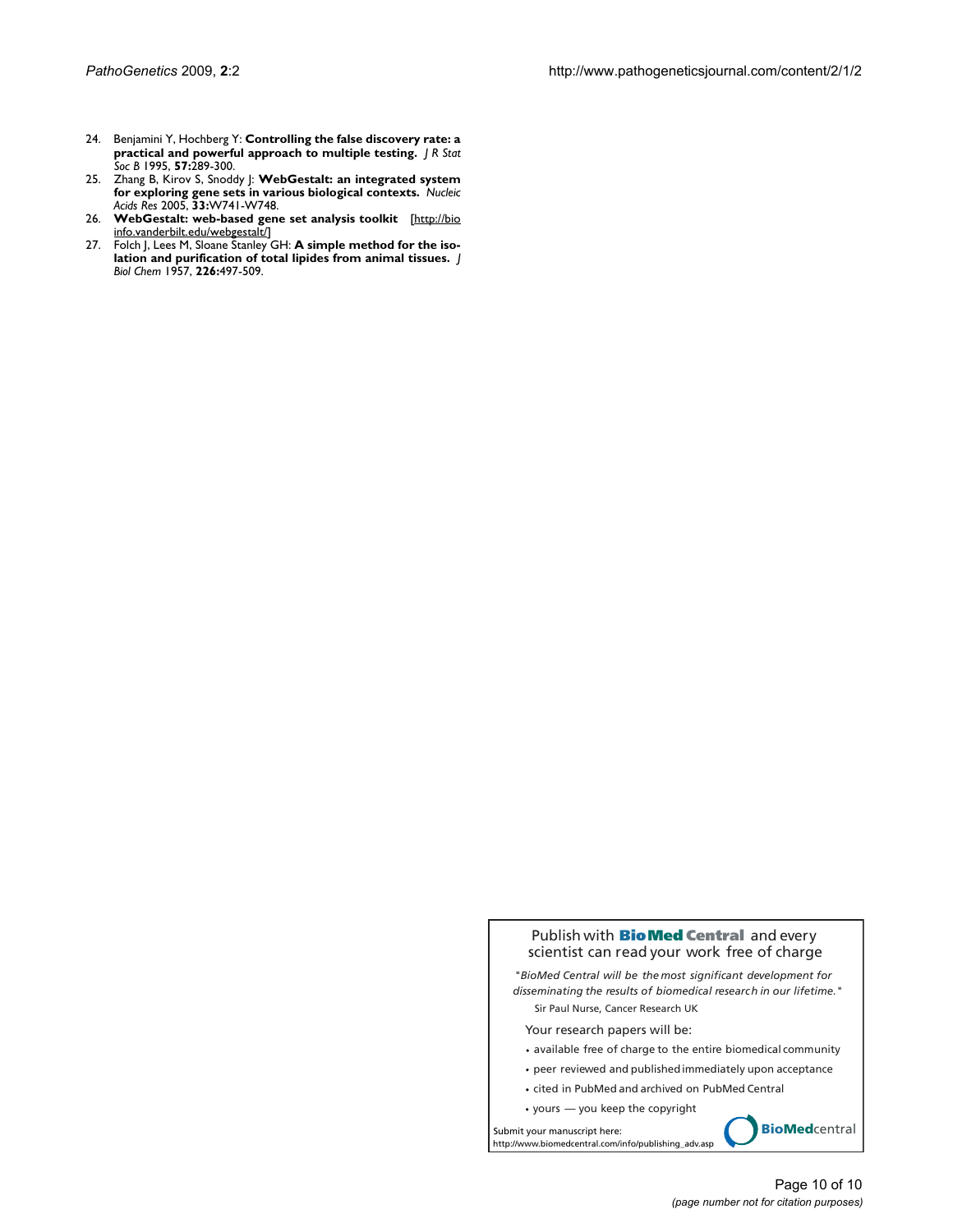24. Benjamini Y, Hochberg Y: **Controlling the false discovery rate: a practical and powerful approach to multiple testing.** *J R Stat Soc B* 1995, **57:**289-300.
25. Zhang B, Kirov S, Snoddy J: **WebGestalt: an integrated system for exploring gene sets in various biological contexts.** *Nucleic Acids Res* 2005, **33:**W741-W748.
26. **WebGestalt: web-based gene set analysis toolkit** [http://bioinfo.vanderbilt.edu/webgestalt/]
27. Folch J, Lees M, Sloane Stanley GH: **A simple method for the isolation and purification of total lipides from animal tissues.** *J Biol Chem* 1957, **226:**497-509.

Publish with **BioMed Central** and every scientist can read your work free of charge

*"BioMed Central will be the most significant development for disseminating the results of biomedical research in our lifetime."*

Sir Paul Nurse, Cancer Research UK

Your research papers will be:

- available free of charge to the entire biomedical community
- peer reviewed and published immediately upon acceptance
- cited in PubMed and archived on PubMed Central
- yours — you keep the copyright

Submit your manuscript here:
http://www.biomedcentral.com/info/publishing_adv.asp

**BioMed**central